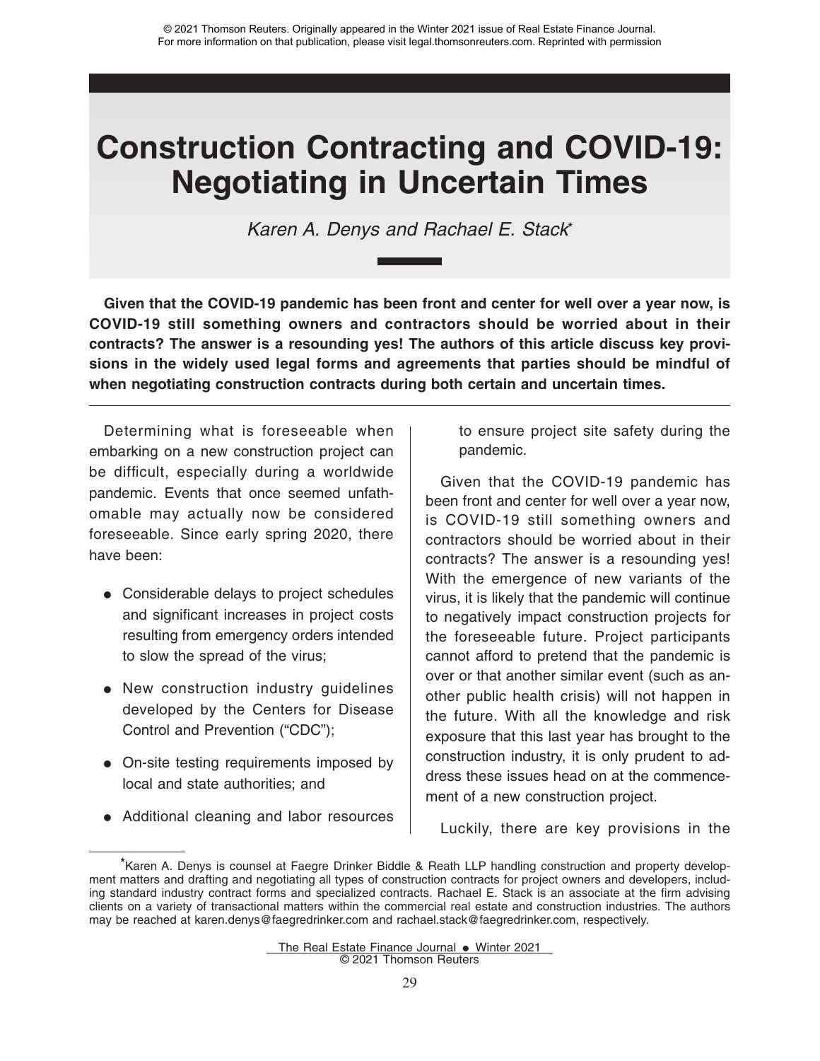© 2021 Thomson Reuters. Originally appeared in the Winter 2021 issue of Real Estate Finance Journal.
For more information on that publication, please visit legal.thomsonreuters.com. Reprinted with permission

# Construction Contracting and COVID-19: Negotiating in Uncertain Times

*Karen A. Denys and Rachael E. Stack*[*]

**Given that the COVID-19 pandemic has been front and center for well over a year now, is COVID-19 still something owners and contractors should be worried about in their contracts? The answer is a resounding yes! The authors of this article discuss key provisions in the widely used legal forms and agreements that parties should be mindful of when negotiating construction contracts during both certain and uncertain times.**

---

Determining what is foreseeable when embarking on a new construction project can be difficult, especially during a worldwide pandemic. Events that once seemed unfathomable may actually now be considered foreseeable. Since early spring 2020, there have been:

- Considerable delays to project schedules and significant increases in project costs resulting from emergency orders intended to slow the spread of the virus;
- New construction industry guidelines developed by the Centers for Disease Control and Prevention ("CDC");
- On-site testing requirements imposed by local and state authorities; and
- Additional cleaning and labor resources to ensure project site safety during the pandemic.

Given that the COVID-19 pandemic has been front and center for well over a year now, is COVID-19 still something owners and contractors should be worried about in their contracts? The answer is a resounding yes! With the emergence of new variants of the virus, it is likely that the pandemic will continue to negatively impact construction projects for the foreseeable future. Project participants cannot afford to pretend that the pandemic is over or that another similar event (such as another public health crisis) will not happen in the future. With all the knowledge and risk exposure that this last year has brought to the construction industry, it is only prudent to address these issues head on at the commencement of a new construction project.

Luckily, there are key provisions in the

---

[*]Karen A. Denys is counsel at Faegre Drinker Biddle & Reath LLP handling construction and property development matters and drafting and negotiating all types of construction contracts for project owners and developers, including standard industry contract forms and specialized contracts. Rachael E. Stack is an associate at the firm advising clients on a variety of transactional matters within the commercial real estate and construction industries. The authors may be reached at karen.denys@faegredrinker.com and rachael.stack@faegredrinker.com, respectively.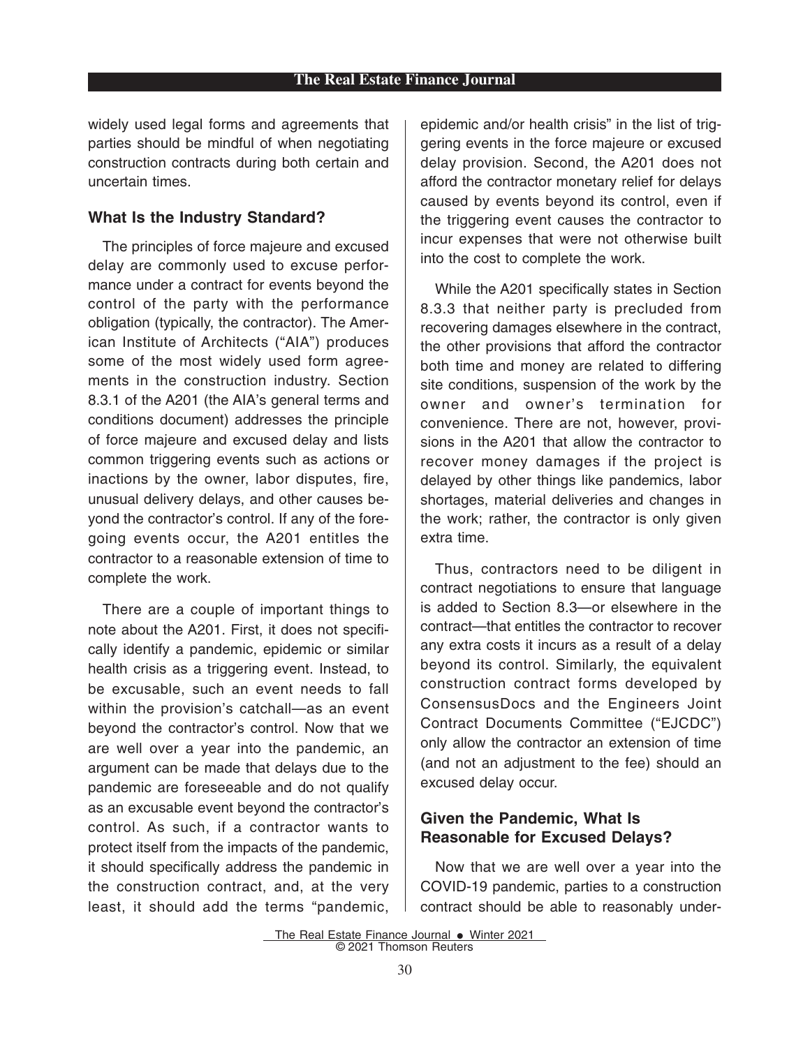widely used legal forms and agreements that parties should be mindful of when negotiating construction contracts during both certain and uncertain times.

## What Is the Industry Standard?

The principles of force majeure and excused delay are commonly used to excuse performance under a contract for events beyond the control of the party with the performance obligation (typically, the contractor). The American Institute of Architects ("AIA") produces some of the most widely used form agreements in the construction industry. Section 8.3.1 of the A201 (the AIA's general terms and conditions document) addresses the principle of force majeure and excused delay and lists common triggering events such as actions or inactions by the owner, labor disputes, fire, unusual delivery delays, and other causes beyond the contractor's control. If any of the foregoing events occur, the A201 entitles the contractor to a reasonable extension of time to complete the work.

There are a couple of important things to note about the A201. First, it does not specifically identify a pandemic, epidemic or similar health crisis as a triggering event. Instead, to be excusable, such an event needs to fall within the provision's catchall—as an event beyond the contractor's control. Now that we are well over a year into the pandemic, an argument can be made that delays due to the pandemic are foreseeable and do not qualify as an excusable event beyond the contractor's control. As such, if a contractor wants to protect itself from the impacts of the pandemic, it should specifically address the pandemic in the construction contract, and, at the very least, it should add the terms "pandemic, epidemic and/or health crisis" in the list of triggering events in the force majeure or excused delay provision. Second, the A201 does not afford the contractor monetary relief for delays caused by events beyond its control, even if the triggering event causes the contractor to incur expenses that were not otherwise built into the cost to complete the work.

While the A201 specifically states in Section 8.3.3 that neither party is precluded from recovering damages elsewhere in the contract, the other provisions that afford the contractor both time and money are related to differing site conditions, suspension of the work by the owner and owner's termination for convenience. There are not, however, provisions in the A201 that allow the contractor to recover money damages if the project is delayed by other things like pandemics, labor shortages, material deliveries and changes in the work; rather, the contractor is only given extra time.

Thus, contractors need to be diligent in contract negotiations to ensure that language is added to Section 8.3—or elsewhere in the contract—that entitles the contractor to recover any extra costs it incurs as a result of a delay beyond its control. Similarly, the equivalent construction contract forms developed by ConsensusDocs and the Engineers Joint Contract Documents Committee ("EJCDC") only allow the contractor an extension of time (and not an adjustment to the fee) should an excused delay occur.

## Given the Pandemic, What Is Reasonable for Excused Delays?

Now that we are well over a year into the COVID-19 pandemic, parties to a construction contract should be able to reasonably under-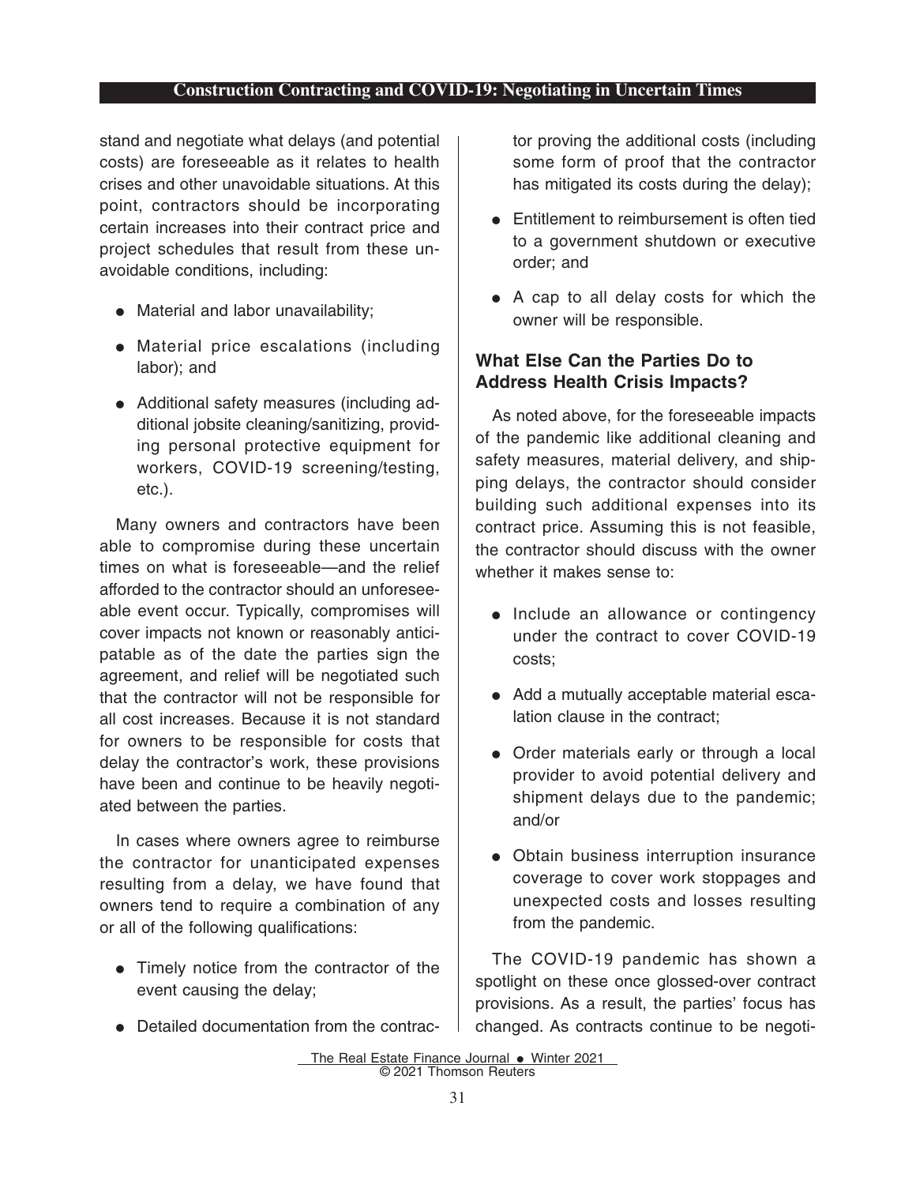stand and negotiate what delays (and potential costs) are foreseeable as it relates to health crises and other unavoidable situations. At this point, contractors should be incorporating certain increases into their contract price and project schedules that result from these unavoidable conditions, including:

- Material and labor unavailability;
- Material price escalations (including labor); and
- Additional safety measures (including additional jobsite cleaning/sanitizing, providing personal protective equipment for workers, COVID-19 screening/testing, etc.).

Many owners and contractors have been able to compromise during these uncertain times on what is foreseeable—and the relief afforded to the contractor should an unforeseeable event occur. Typically, compromises will cover impacts not known or reasonably anticipatable as of the date the parties sign the agreement, and relief will be negotiated such that the contractor will not be responsible for all cost increases. Because it is not standard for owners to be responsible for costs that delay the contractor's work, these provisions have been and continue to be heavily negotiated between the parties.

In cases where owners agree to reimburse the contractor for unanticipated expenses resulting from a delay, we have found that owners tend to require a combination of any or all of the following qualifications:

- Timely notice from the contractor of the event causing the delay;
- Detailed documentation from the contractor proving the additional costs (including some form of proof that the contractor has mitigated its costs during the delay);
- Entitlement to reimbursement is often tied to a government shutdown or executive order; and
- A cap to all delay costs for which the owner will be responsible.

### What Else Can the Parties Do to Address Health Crisis Impacts?

As noted above, for the foreseeable impacts of the pandemic like additional cleaning and safety measures, material delivery, and shipping delays, the contractor should consider building such additional expenses into its contract price. Assuming this is not feasible, the contractor should discuss with the owner whether it makes sense to:

- Include an allowance or contingency under the contract to cover COVID-19 costs;
- Add a mutually acceptable material escalation clause in the contract;
- Order materials early or through a local provider to avoid potential delivery and shipment delays due to the pandemic; and/or
- Obtain business interruption insurance coverage to cover work stoppages and unexpected costs and losses resulting from the pandemic.

The COVID-19 pandemic has shown a spotlight on these once glossed-over contract provisions. As a result, the parties' focus has changed. As contracts continue to be negoti-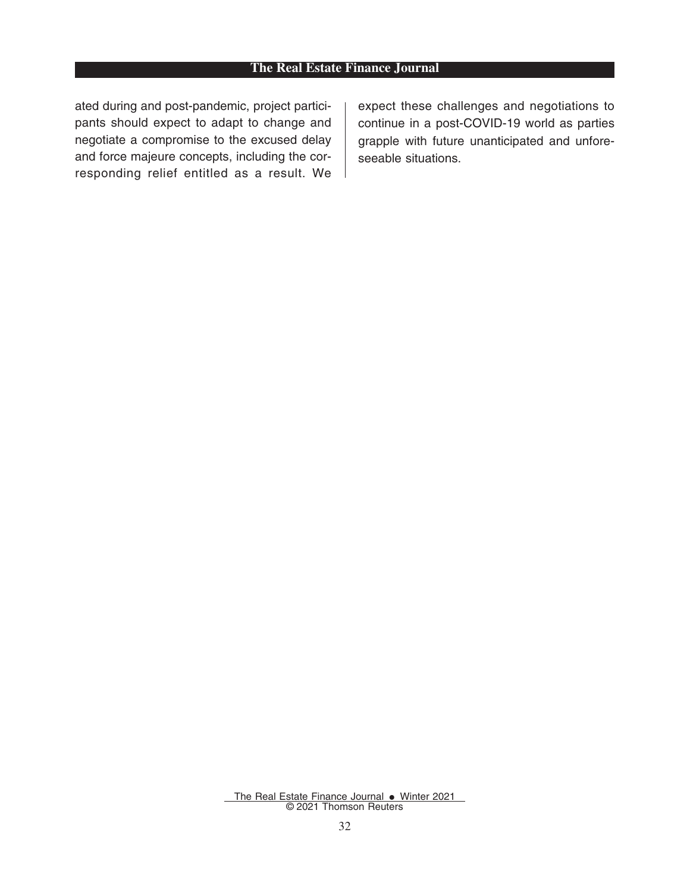ated during and post-pandemic, project participants should expect to adapt to change and negotiate a compromise to the excused delay and force majeure concepts, including the corresponding relief entitled as a result. We expect these challenges and negotiations to continue in a post-COVID-19 world as parties grapple with future unanticipated and unforeseeable situations.